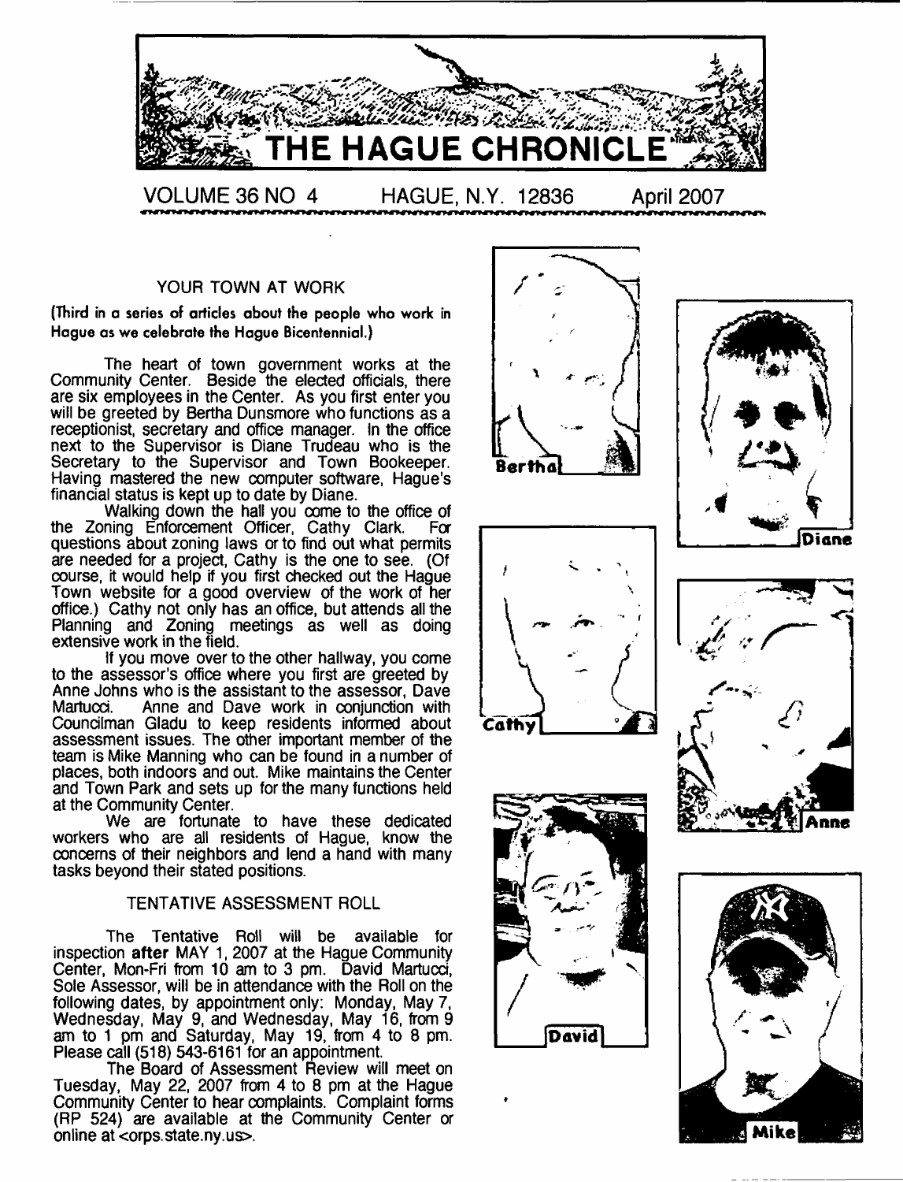# THE HAGUE CHRONICLE

VOLUME 36 NO 4 HAGUE, N.Y. 12836 April 2007

## YOUR TOWN AT WORK

**(Third in a series of articles about the people who work in Hague as we celebrate the Hague Bicentennial.)**

The heart of town government works at the Community Center. Beside the elected officials, there are six employees in the Center. As you first enter you will be greeted by Bertha Dunsmore who functions as a receptionist, secretary and office manager. In the office next to the Supervisor is Diane Trudeau who is the Secretary to the Supervisor and Town Bookeeper. Having mastered the new computer software, Hague's financial status is kept up to date by Diane.

Walking down the hall you come to the office of the Zoning Enforcement Officer, Cathy Clark. For questions about zoning laws or to find out what permits are needed for a project, Cathy is the one to see. (Of course, it would help if you first checked out the Hague Town website for a good overview of the work of her office.) Cathy not only has an office, but attends all the Planning and Zoning meetings as well as doing extensive work in the field.

If you move over to the other hallway, you come to the assessor's office where you first are greeted by Anne Johns who is the assistant to the assessor, Dave Martucci. Anne and Dave work in conjunction with Councilman Gladu to keep residents informed about assessment issues. The other important member of the team is Mike Manning who can be found in a number of places, both indoors and out. Mike maintains the Center and Town Park and sets up for the many functions held at the Community Center.

We are fortunate to have these dedicated workers who are all residents of Hague, know the concerns of their neighbors and lend a hand with many tasks beyond their stated positions.

Bertha

Diane

Cathy

Anne

David

Mike

## TENTATIVE ASSESSMENT ROLL

The Tentative Roll will be available for inspection **after** MAY 1, 2007 at the Hague Community Center, Mon-Fri from 10 am to 3 pm. David Martucci, Sole Assessor, will be in attendance with the Roll on the following dates, by appointment only: Monday, May 7, Wednesday, May 9, and Wednesday, May 16, from 9 am to 1 pm and Saturday, May 19, from 4 to 8 pm. Please call (518) 543-6161 for an appointment.

The Board of Assessment Review will meet on Tuesday, May 22, 2007 from 4 to 8 pm at the Hague Community Center to hear complaints. Complaint forms (RP 524) are available at the Community Center or online at <orps.state.ny.us>.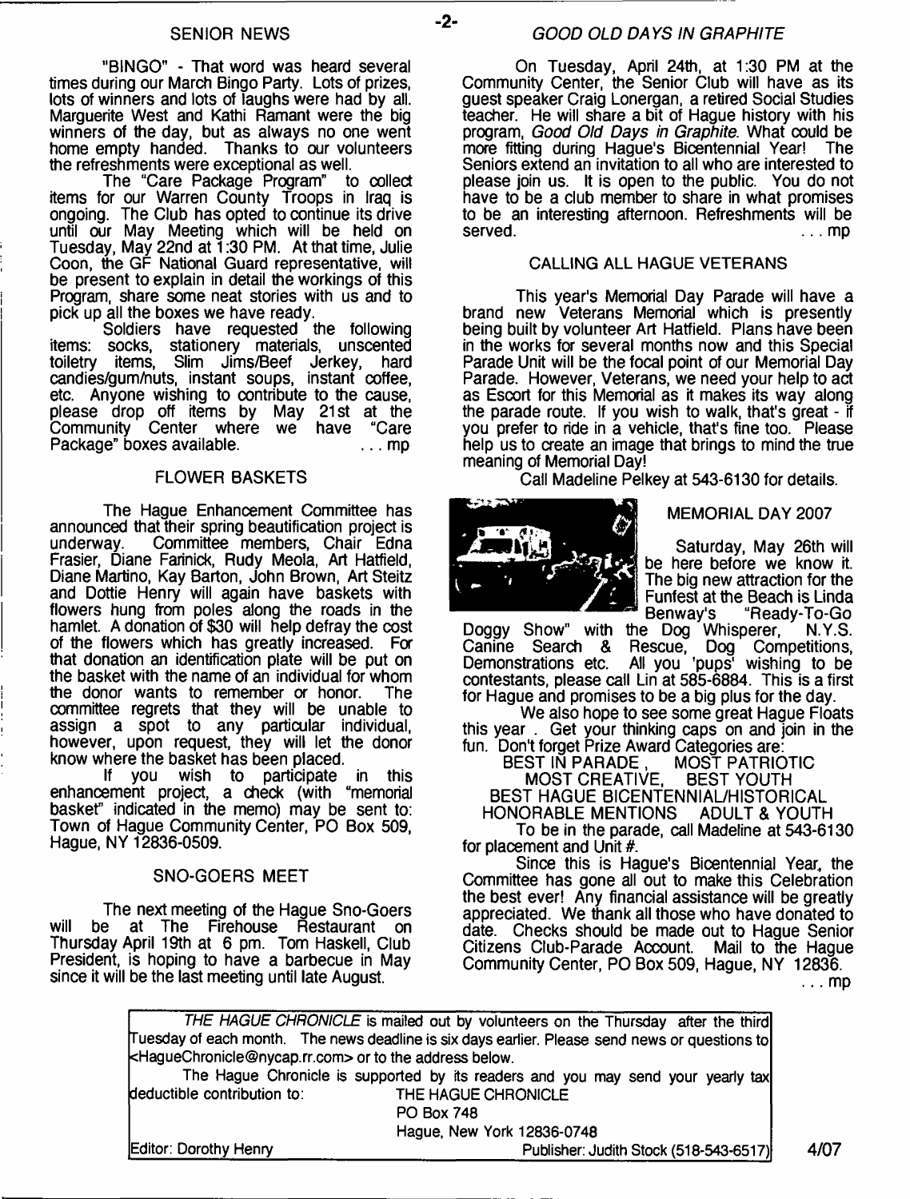## SENIOR NEWS

"BINGO" - That word was heard several times during our March Bingo Party. Lots of prizes, lots of winners and lots of laughs were had by all. Marguerite West and Kathi Ramant were the big winners of the day, but as always no one went home empty handed. Thanks to our volunteers the refreshments were exceptional as well.

The "Care Package Program" to collect items for our Warren County Troops in Iraq is ongoing. The Club has opted to continue its drive until our May Meeting which will be held on Tuesday, May 22nd at 1:30 PM. At that time, Julie Coon, the GF National Guard representative, will be present to explain in detail the workings of this Program, share some neat stories with us and to pick up all the boxes we have ready.

Soldiers have requested the following items: socks, stationery materials, unscented toiletry items, Slim Jims/Beef Jerkey, hard candies/gum/nuts, instant soups, instant coffee, etc. Anyone wishing to contribute to the cause, please drop off items by May 21st at the Community Center where we have "Care Package" boxes available. . . . mp

## FLOWER BASKETS

The Hague Enhancement Committee has announced that their spring beautification project is underway. Committee members, Chair Edna Frasier, Diane Farinick, Rudy Meola, Art Hatfield, Diane Martino, Kay Barton, John Brown, Art Steitz and Dottie Henry will again have baskets with flowers hung from poles along the roads in the hamlet. A donation of $30 will help defray the cost of the flowers which has greatly increased. For that donation an identification plate will be put on the basket with the name of an individual for whom the donor wants to remember or honor. The committee regrets that they will be unable to assign a spot to any particular individual, however, upon request, they will let the donor know where the basket has been placed.

If you wish to participate in this enhancement project, a check (with "memorial basket" indicated in the memo) may be sent to: Town of Hague Community Center, PO Box 509, Hague, NY 12836-0509.

## SNO-GOERS MEET

The next meeting of the Hague Sno-Goers will be at The Firehouse Restaurant on Thursday April 19th at 6 pm. Tom Haskell, Club President, is hoping to have a barbecue in May since it will be the last meeting until late August.

## *GOOD OLD DAYS IN GRAPHITE*

On Tuesday, April 24th, at 1:30 PM at the Community Center, the Senior Club will have as its guest speaker Craig Lonergan, a retired Social Studies teacher. He will share a bit of Hague history with his program, *Good Old Days in Graphite.* What could be more fitting during Hague's Bicentennial Year! The Seniors extend an invitation to all who are interested to please join us. It is open to the public. You do not have to be a club member to share in what promises to be an interesting afternoon. Refreshments will be served. . . . mp

## CALLING ALL HAGUE VETERANS

This year's Memorial Day Parade will have a brand new Veterans Memorial which is presently being built by volunteer Art Hatfield. Plans have been in the works for several months now and this Special Parade Unit will be the focal point of our Memorial Day Parade. However, Veterans, we need your help to act as Escort for this Memorial as it makes its way along the parade route. If you wish to walk, that's great - if you prefer to ride in a vehicle, that's fine too. Please help us to create an image that brings to mind the true meaning of Memorial Day!

Call Madeline Pelkey at 543-6130 for details.

## MEMORIAL DAY 2007

Saturday, May 26th will be here before we know it. The big new attraction for the Funfest at the Beach is Linda Benway's "Ready-To-Go Doggy Show" with the Dog Whisperer, N.Y.S. Canine Search & Rescue, Dog Competitions, Demonstrations etc. All you 'pups' wishing to be contestants, please call Lin at 585-6884. This is a first for Hague and promises to be a big plus for the day.

We also hope to see some great Hague Floats this year . Get your thinking caps on and join in the fun. Don't forget Prize Award Categories are:

BEST IN PARADE , MOST PATRIOTIC
MOST CREATIVE, BEST YOUTH
BEST HAGUE BICENTENNIAL/HISTORICAL
HONORABLE MENTIONS ADULT & YOUTH

To be in the parade, call Madeline at 543-6130 for placement and Unit #.

Since this is Hague's Bicentennial Year, the Committee has gone all out to make this Celebration the best ever! Any financial assistance will be greatly appreciated. We thank all those who have donated to date. Checks should be made out to Hague Senior Citizens Club-Parade Account. Mail to the Hague Community Center, PO Box 509, Hague, NY 12836. . . . mp

---

*THE HAGUE CHRONICLE* is mailed out by volunteers on the Thursday after the third Tuesday of each month. The news deadline is six days earlier. Please send news or questions to <HagueChronicle@nycap.rr.com> or to the address below.

The Hague Chronicle is supported by its readers and you may send your yearly tax deductible contribution to: THE HAGUE CHRONICLE
PO Box 748
Hague, New York 12836-0748

Editor: Dorothy Henry Publisher: Judith Stock (518-543-6517)

4/07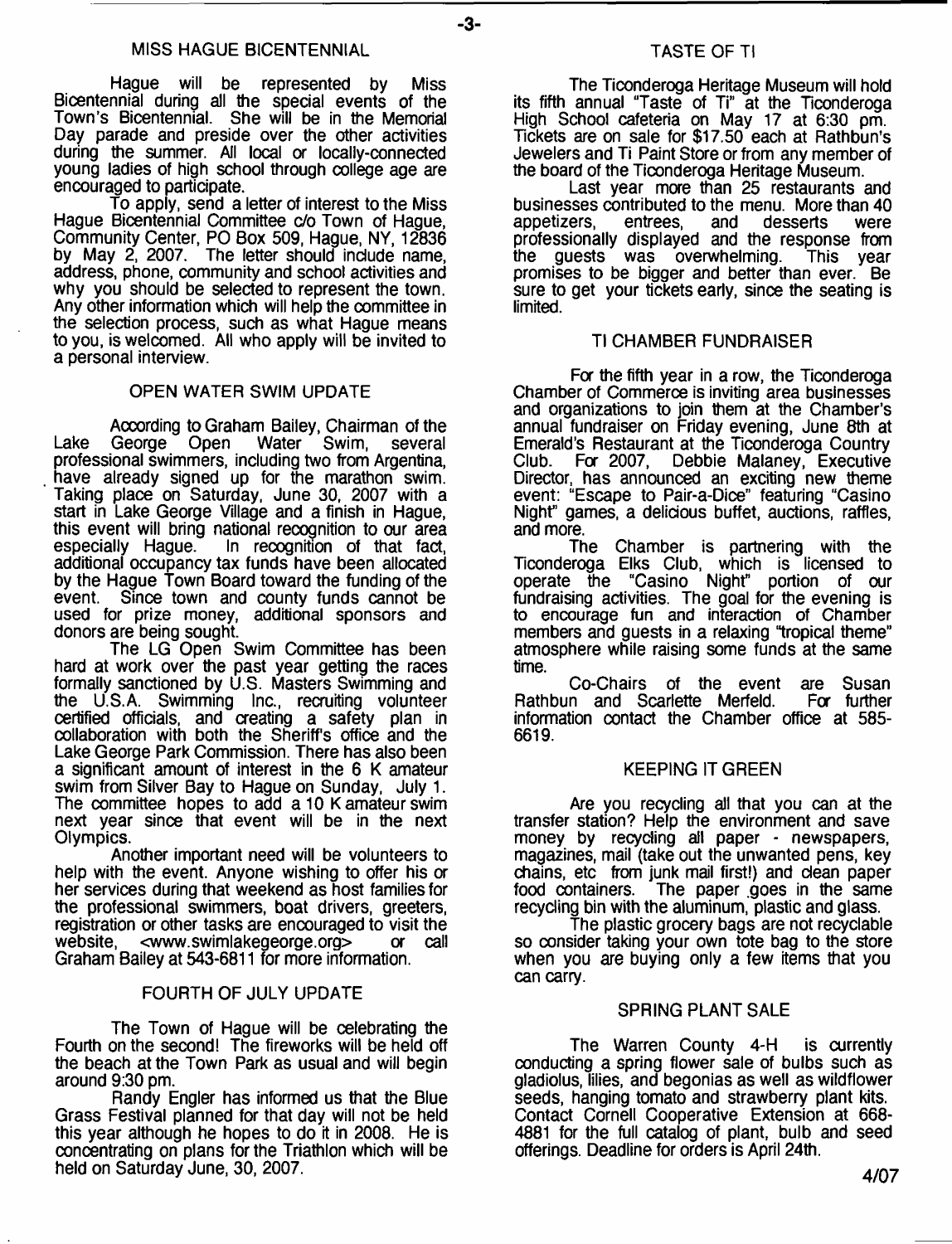## MISS HAGUE BICENTENNIAL

Hague will be represented by Miss Bicentennial during all the special events of the Town's Bicentennial. She will be in the Memorial Day parade and preside over the other activities during the summer. All local or locally-connected young ladies of high school through college age are encouraged to participate.

To apply, send a letter of interest to the Miss Hague Bicentennial Committee c/o Town of Hague, Community Center, PO Box 509, Hague, NY, 12836 by May 2, 2007. The letter should include name, address, phone, community and school activities and why you should be selected to represent the town. Any other information which will help the committee in the selection process, such as what Hague means to you, is welcomed. All who apply will be invited to a personal interview.

## OPEN WATER SWIM UPDATE

According to Graham Bailey, Chairman of the Lake George Open Water Swim, several professional swimmers, including two from Argentina, have already signed up for the marathon swim. Taking place on Saturday, June 30, 2007 with a start in Lake George Village and a finish in Hague, this event will bring national recognition to our area especially Hague. In recognition of that fact, additional occupancy tax funds have been allocated by the Hague Town Board toward the funding of the event. Since town and county funds cannot be used for prize money, additional sponsors and donors are being sought.

The LG Open Swim Committee has been hard at work over the past year getting the races formally sanctioned by U.S. Masters Swimming and the U.S.A. Swimming Inc., recruiting volunteer certified officials, and creating a safety plan in collaboration with both the Sheriff's office and the Lake George Park Commission. There has also been a significant amount of interest in the 6 K amateur swim from Silver Bay to Hague on Sunday, July 1. The committee hopes to add a 10 K amateur swim next year since that event will be in the next Olympics.

Another important need will be volunteers to help with the event. Anyone wishing to offer his or her services during that weekend as host families for the professional swimmers, boat drivers, greeters, registration or other tasks are encouraged to visit the website, <www.swimlakegeorge.org> or call Graham Bailey at 543-6811 for more information.

## FOURTH OF JULY UPDATE

The Town of Hague will be celebrating the Fourth on the second! The fireworks will be held off the beach at the Town Park as usual and will begin around 9:30 pm.

Randy Engler has informed us that the Blue Grass Festival planned for that day will not be held this year although he hopes to do it in 2008. He is concentrating on plans for the Triathlon which will be held on Saturday June, 30, 2007.

## TASTE OF TI

The Ticonderoga Heritage Museum will hold its fifth annual "Taste of Ti" at the Ticonderoga High School cafeteria on May 17 at 6:30 pm. Tickets are on sale for $17.50 each at Rathbun's Jewelers and Ti Paint Store or from any member of the board of the Ticonderoga Heritage Museum.

Last year more than 25 restaurants and businesses contributed to the menu. More than 40 appetizers, entrees, and desserts were professionally displayed and the response from the guests was overwhelming. This year promises to be bigger and better than ever. Be sure to get your tickets early, since the seating is limited.

## TI CHAMBER FUNDRAISER

For the fifth year in a row, the Ticonderoga Chamber of Commerce is inviting area businesses and organizations to join them at the Chamber's annual fundraiser on Friday evening, June 8th at Emerald's Restaurant at the Ticonderoga Country Club. For 2007, Debbie Malaney, Executive Director, has announced an exciting new theme event: "Escape to Pair-a-Dice" featuring "Casino Night" games, a delicious buffet, auctions, raffles, and more.

The Chamber is partnering with the Ticonderoga Elks Club, which is licensed to operate the "Casino Night" portion of our fundraising activities. The goal for the evening is to encourage fun and interaction of Chamber members and guests in a relaxing "tropical theme" atmosphere while raising some funds at the same time.

Co-Chairs of the event are Susan Rathbun and Scarlette Merfeld. For further information contact the Chamber office at 585-6619.

## KEEPING IT GREEN

Are you recycling all that you can at the transfer station? Help the environment and save money by recycling all paper - newspapers, magazines, mail (take out the unwanted pens, key chains, etc from junk mail first!) and clean paper food containers. The paper goes in the same recycling bin with the aluminum, plastic and glass.

The plastic grocery bags are not recyclable so consider taking your own tote bag to the store when you are buying only a few items that you can carry.

## SPRING PLANT SALE

The Warren County 4-H is currently conducting a spring flower sale of bulbs such as gladiolus, lilies, and begonias as well as wildflower seeds, hanging tomato and strawberry plant kits. Contact Cornell Cooperative Extension at 668-4881 for the full catalog of plant, bulb and seed offerings. Deadline for orders is April 24th.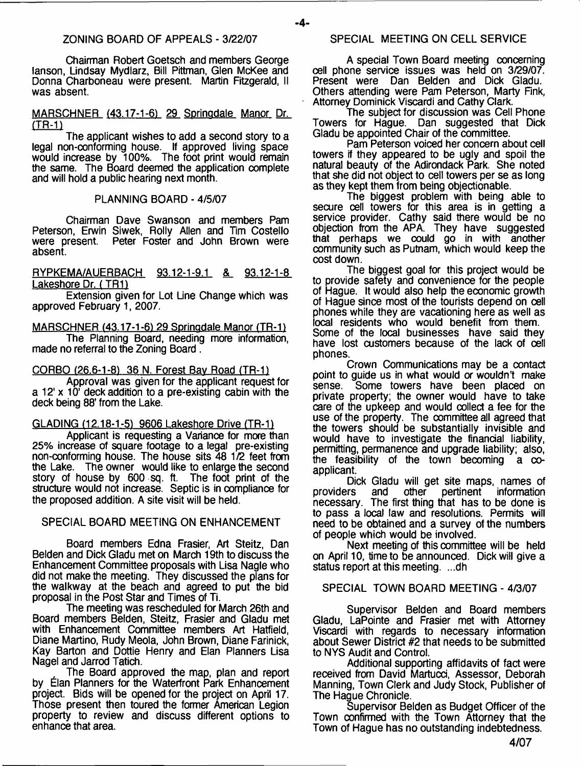## ZONING BOARD OF APPEALS - 3/22/07

Chairman Robert Goetsch and members George Ianson, Lindsay Mydlarz, Bill Pittman, Glen McKee and Donna Charboneau were present. Martin Fitzgerald, II was absent.

MARSCHNER (43.17-1-6) 29 Springdale Manor Dr. (TR-1)

The applicant wishes to add a second story to a legal non-conforming house. If approved living space would increase by 100%. The foot print would remain the same. The Board deemed the application complete and will hold a public hearing next month.

## PLANNING BOARD - 4/5/07

Chairman Dave Swanson and members Pam Peterson, Erwin Siwek, Rolly Allen and Tim Costello were present. Peter Foster and John Brown were absent.

RYPKEMA/AUERBACH 93.12-1-9.1 & 93.12-1-8 Lakeshore Dr. ( TR1)

Extension given for Lot Line Change which was approved February 1, 2007.

MARSCHNER (43.17-1-6) 29 Springdale Manor (TR-1)

The Planning Board, needing more information, made no referral to the Zoning Board .

CORBO (26.6-1-8) 36 N. Forest Bay Road (TR-1)

Approval was given for the applicant request for a 12' x 10' deck addition to a pre-existing cabin with the deck being 88' from the Lake.

GLADING (12.18-1-5) 9606 Lakeshore Drive (TR-1)

Applicant is requesting a Variance for more than 25% increase of square footage to a legal pre-existing non-conforming house. The house sits 48 1/2 feet from the Lake. The owner would like to enlarge the second story of house by 600 sq. ft. The foot print of the structure would not increase. Septic is in compliance for the proposed addition. A site visit will be held.

## SPECIAL BOARD MEETING ON ENHANCEMENT

Board members Edna Frasier, Art Steitz, Dan Belden and Dick Gladu met on March 19th to discuss the Enhancement Committee proposals with Lisa Nagle who did not make the meeting. They discussed the plans for the walkway at the beach and agreed to put the bid proposal in the Post Star and Times of Ti.

The meeting was rescheduled for March 26th and Board members Belden, Steitz, Frasier and Gladu met with Enhancement Committee members Art Hatfield, Diane Martino, Rudy Meola, John Brown, Diane Farinick, Kay Barton and Dottie Henry and Elan Planners Lisa Nagel and Jarrod Tatich.

The Board approved the map, plan and report by Élan Planners for the Waterfront Park Enhancement project. Bids will be opened for the project on April 17. Those present then toured the former American Legion property to review and discuss different options to enhance that area.

## SPECIAL MEETING ON CELL SERVICE

A special Town Board meeting concerning cell phone service issues was held on 3/29/07. Present were Dan Belden and Dick Gladu. Others attending were Pam Peterson, Marty Fink, Attorney Dominick Viscardi and Cathy Clark.

The subject for discussion was Cell Phone Towers for Hague. Dan suggested that Dick Gladu be appointed Chair of the committee.

Pam Peterson voiced her concern about cell towers if they appeared to be ugly and spoil the natural beauty of the Adirondack Park. She noted that she did not object to cell towers per se as long as they kept them from being objectionable.

The biggest problem with being able to secure cell towers for this area is in getting a service provider. Cathy said there would be no objection from the APA. They have suggested that perhaps we could go in with another community such as Putnam, which would keep the cost down.

The biggest goal for this project would be to provide safety and convenience for the people of Hague. It would also help the economic growth of Hague since most of the tourists depend on cell phones while they are vacationing here as well as local residents who would benefit from them. Some of the local businesses have said they have lost customers because of the lack of cell phones.

Crown Communications may be a contact point to guide us in what would or wouldn't make sense. Some towers have been placed on private property; the owner would have to take care of the upkeep and would collect a fee for the use of the property. The committee all agreed that the towers should be substantially invisible and would have to investigate the financial liability, permitting, permanence and upgrade liability; also, the feasibility of the town becoming a co-applicant.

Dick Gladu will get site maps, names of providers and other pertinent information necessary. The first thing that has to be done is to pass a local law and resolutions. Permits will need to be obtained and a survey of the numbers of people which would be involved.

Next meeting of this committee will be held on April 10, time to be announced. Dick will give a status report at this meeting. ...dh

## SPECIAL TOWN BOARD MEETING - 4/3/07

Supervisor Belden and Board members Gladu, LaPointe and Frasier met with Attorney Viscardi with regards to necessary information about Sewer District #2 that needs to be submitted to NYS Audit and Control.

Additional supporting affidavits of fact were received from David Martucci, Assessor, Deborah Manning, Town Clerk and Judy Stock, Publisher of The Hague Chronicle.

Supervisor Belden as Budget Officer of the Town confirmed with the Town Attorney that the Town of Hague has no outstanding indebtedness.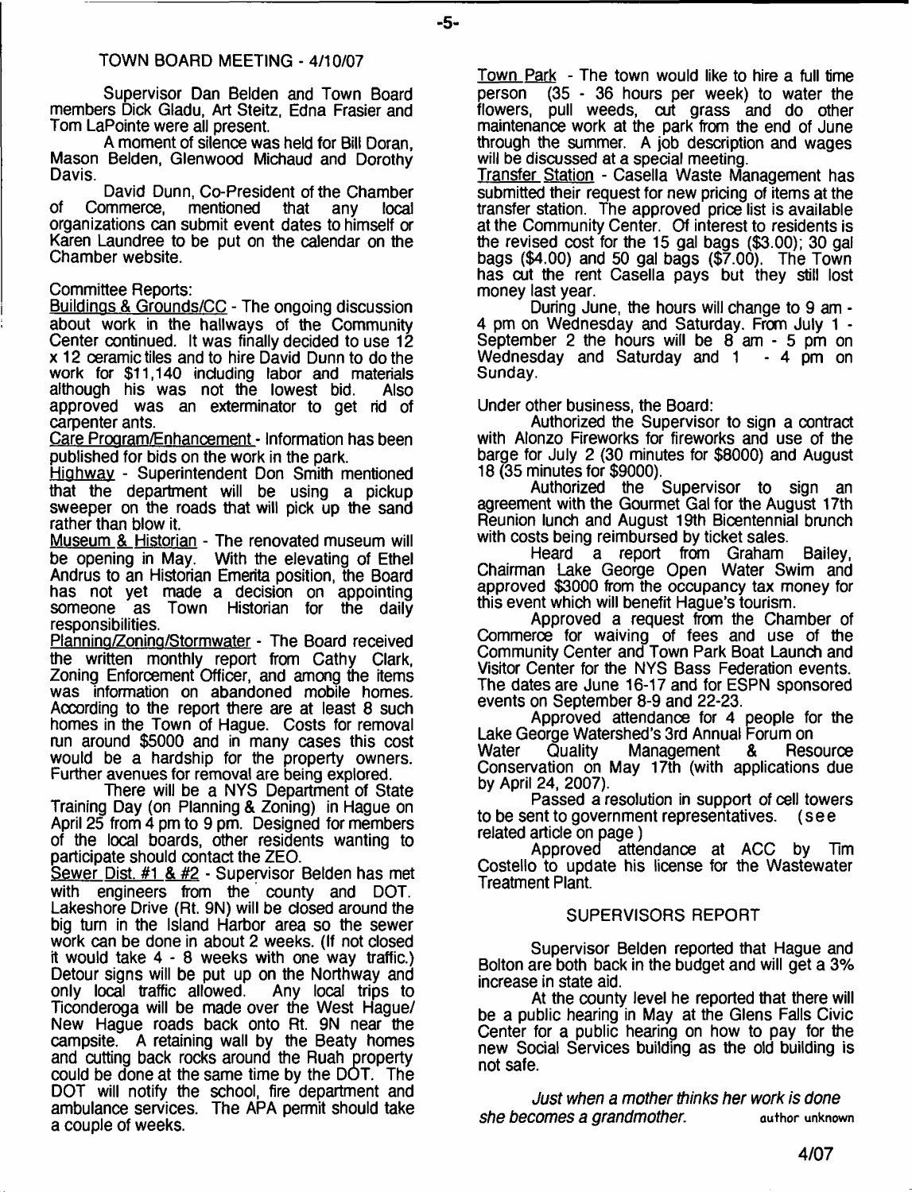## TOWN BOARD MEETING - 4/10/07

Supervisor Dan Belden and Town Board members Dick Gladu, Art Steitz, Edna Frasier and Tom LaPointe were all present.

A moment of silence was held for Bill Doran, Mason Belden, Glenwood Michaud and Dorothy Davis.

David Dunn, Co-President of the Chamber of Commerce, mentioned that any local organizations can submit event dates to himself or Karen Laundree to be put on the calendar on the Chamber website.

Committee Reports:

Buildings & Grounds/CC - The ongoing discussion about work in the hallways of the Community Center continued. It was finally decided to use 12 x 12 ceramic tiles and to hire David Dunn to do the work for $11,140 including labor and materials although his was not the lowest bid. Also approved was an exterminator to get rid of carpenter ants.

Care Program/Enhancement - Information has been published for bids on the work in the park.

Highway - Superintendent Don Smith mentioned that the department will be using a pickup sweeper on the roads that will pick up the sand rather than blow it.

Museum & Historian - The renovated museum will be opening in May. With the elevating of Ethel Andrus to an Historian Emerita position, the Board has not yet made a decision on appointing someone as Town Historian for the daily responsibilities.

Planning/Zoning/Stormwater - The Board received the written monthly report from Cathy Clark, Zoning Enforcement Officer, and among the items was information on abandoned mobile homes. According to the report there are at least 8 such homes in the Town of Hague. Costs for removal run around $5000 and in many cases this cost would be a hardship for the property owners. Further avenues for removal are being explored.

There will be a NYS Department of State Training Day (on Planning & Zoning) in Hague on April 25 from 4 pm to 9 pm. Designed for members of the local boards, other residents wanting to participate should contact the ZEO.

Sewer Dist. #1 & #2 - Supervisor Belden has met with engineers from the county and DOT. Lakeshore Drive (Rt. 9N) will be closed around the big turn in the Island Harbor area so the sewer work can be done in about 2 weeks. (If not closed it would take 4 - 8 weeks with one way traffic.) Detour signs will be put up on the Northway and only local traffic allowed. Any local trips to Ticonderoga will be made over the West Hague/ New Hague roads back onto Rt. 9N near the campsite. A retaining wall by the Beaty homes and cutting back rocks around the Ruah property could be done at the same time by the DOT. The DOT will notify the school, fire department and ambulance services. The APA permit should take a couple of weeks.

Town Park - The town would like to hire a full time person (35 - 36 hours per week) to water the flowers, pull weeds, cut grass and do other maintenance work at the park from the end of June through the summer. A job description and wages will be discussed at a special meeting.

Transfer Station - Casella Waste Management has submitted their request for new pricing of items at the transfer station. The approved price list is available at the Community Center. Of interest to residents is the revised cost for the 15 gal bags ($3.00); 30 gal bags ($4.00) and 50 gal bags ($7.00). The Town has cut the rent Casella pays but they still lost money last year.

During June, the hours will change to 9 am - 4 pm on Wednesday and Saturday. From July 1 - September 2 the hours will be 8 am - 5 pm on Wednesday and Saturday and 1 - 4 pm on Sunday.

Under other business, the Board:

Authorized the Supervisor to sign a contract with Alonzo Fireworks for fireworks and use of the barge for July 2 (30 minutes for $8000) and August 18 (35 minutes for $9000).

Authorized the Supervisor to sign an agreement with the Gourmet Gal for the August 17th Reunion lunch and August 19th Bicentennial brunch with costs being reimbursed by ticket sales.

Heard a report from Graham Bailey, Chairman Lake George Open Water Swim and approved $3000 from the occupancy tax money for this event which will benefit Hague's tourism.

Approved a request from the Chamber of Commerce for waiving of fees and use of the Community Center and Town Park Boat Launch and Visitor Center for the NYS Bass Federation events. The dates are June 16-17 and for ESPN sponsored events on September 8-9 and 22-23.

Approved attendance for 4 people for the Lake George Watershed's 3rd Annual Forum on Water Quality Management & Resource Conservation on May 17th (with applications due by April 24, 2007).

Passed a resolution in support of cell towers to be sent to government representatives. (see related article on page )

Approved attendance at ACC by Tim Costello to update his license for the Wastewater Treatment Plant.

## SUPERVISORS REPORT

Supervisor Belden reported that Hague and Bolton are both back in the budget and will get a 3% increase in state aid.

At the county level he reported that there will be a public hearing in May at the Glens Falls Civic Center for a public hearing on how to pay for the new Social Services building as the old building is not safe.

*Just when a mother thinks her work is done she becomes a grandmother.* author unknown

4/07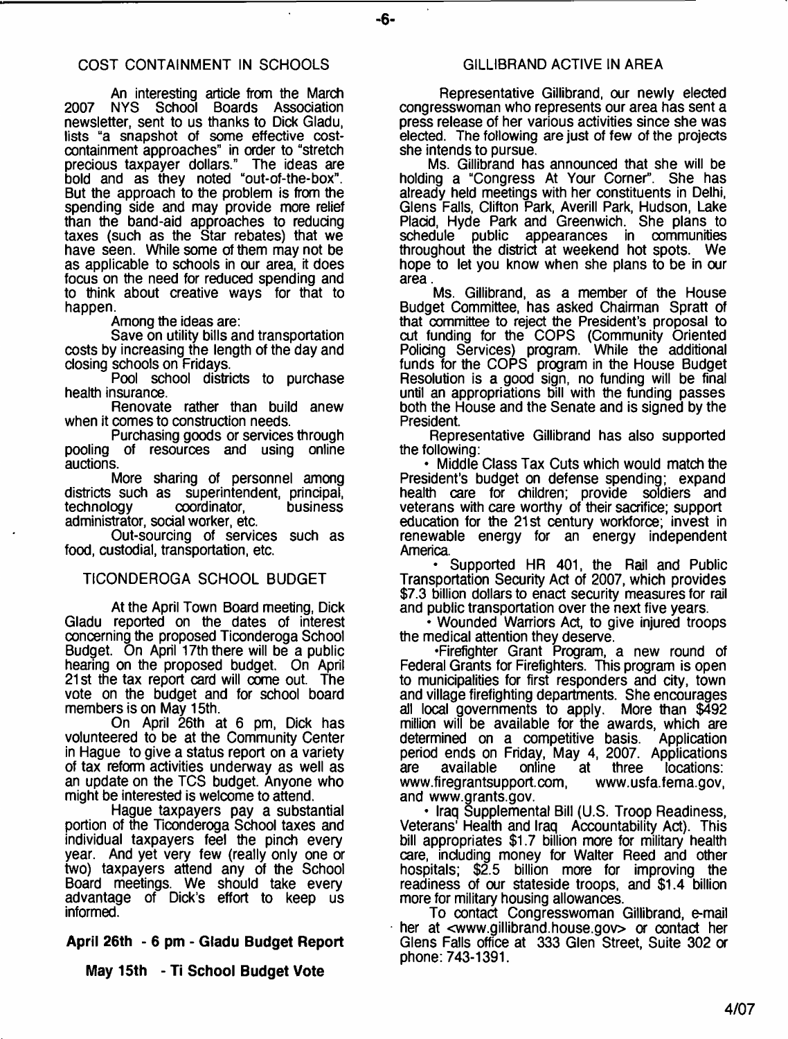## COST CONTAINMENT IN SCHOOLS

An interesting article from the March 2007 NYS School Boards Association newsletter, sent to us thanks to Dick Gladu, lists "a snapshot of some effective cost-containment approaches" in order to "stretch precious taxpayer dollars." The ideas are bold and as they noted "out-of-the-box". But the approach to the problem is from the spending side and may provide more relief than the band-aid approaches to reducing taxes (such as the Star rebates) that we have seen. While some of them may not be as applicable to schools in our area, it does focus on the need for reduced spending and to think about creative ways for that to happen.

Among the ideas are:

Save on utility bills and transportation costs by increasing the length of the day and closing schools on Fridays.

Pool school districts to purchase health insurance.

Renovate rather than build anew when it comes to construction needs.

Purchasing goods or services through pooling of resources and using online auctions.

More sharing of personnel among districts such as superintendent, principal, technology coordinator, business administrator, social worker, etc.

Out-sourcing of services such as food, custodial, transportation, etc.

## TICONDEROGA SCHOOL BUDGET

At the April Town Board meeting, Dick Gladu reported on the dates of interest concerning the proposed Ticonderoga School Budget. On April 17th there will be a public hearing on the proposed budget. On April 21st the tax report card will come out. The vote on the budget and for school board members is on May 15th.

On April 26th at 6 pm, Dick has volunteered to be at the Community Center in Hague to give a status report on a variety of tax reform activities underway as well as an update on the TCS budget. Anyone who might be interested is welcome to attend.

Hague taxpayers pay a substantial portion of the Ticonderoga School taxes and individual taxpayers feel the pinch every year. And yet very few (really only one or two) taxpayers attend any of the School Board meetings. We should take every advantage of Dick's effort to keep us informed.

**April 26th - 6 pm - Gladu Budget Report**

**May 15th - Ti School Budget Vote**

## GILLIBRAND ACTIVE IN AREA

Representative Gillibrand, our newly elected congresswoman who represents our area has sent a press release of her various activities since she was elected. The following are just of few of the projects she intends to pursue.

Ms. Gillibrand has announced that she will be holding a "Congress At Your Corner". She has already held meetings with her constituents in Delhi, Glens Falls, Clifton Park, Averill Park, Hudson, Lake Placid, Hyde Park and Greenwich. She plans to schedule public appearances in communities throughout the district at weekend hot spots. We hope to let you know when she plans to be in our area.

Ms. Gillibrand, as a member of the House Budget Committee, has asked Chairman Spratt of that committee to reject the President's proposal to cut funding for the COPS (Community Oriented Policing Services) program. While the additional funds for the COPS program in the House Budget Resolution is a good sign, no funding will be final until an appropriations bill with the funding passes both the House and the Senate and is signed by the President.

Representative Gillibrand has also supported the following:

- Middle Class Tax Cuts which would match the President's budget on defense spending; expand health care for children; provide soldiers and veterans with care worthy of their sacrifice; support education for the 21st century workforce; invest in renewable energy for an energy independent America.
- Supported HR 401, the Rail and Public Transportation Security Act of 2007, which provides $7.3 billion dollars to enact security measures for rail and public transportation over the next five years.
- Wounded Warriors Act, to give injured troops the medical attention they deserve.
- Firefighter Grant Program, a new round of Federal Grants for Firefighters. This program is open to municipalities for first responders and city, town and village firefighting departments. She encourages all local governments to apply. More than $492 million will be available for the awards, which are determined on a competitive basis. Application period ends on Friday, May 4, 2007. Applications are available online at three locations: www.firegrantsupport.com, www.usfa.fema.gov, and www.grants.gov.
- Iraq Supplemental Bill (U.S. Troop Readiness, Veterans' Health and Iraq Accountability Act). This bill appropriates $1.7 billion more for military health care, including money for Walter Reed and other hospitals; $2.5 billion more for improving the readiness of our stateside troops, and $1.4 billion more for military housing allowances.

To contact Congresswoman Gillibrand, e-mail her at <www.gillibrand.house.gov> or contact her Glens Falls office at 333 Glen Street, Suite 302 or phone: 743-1391.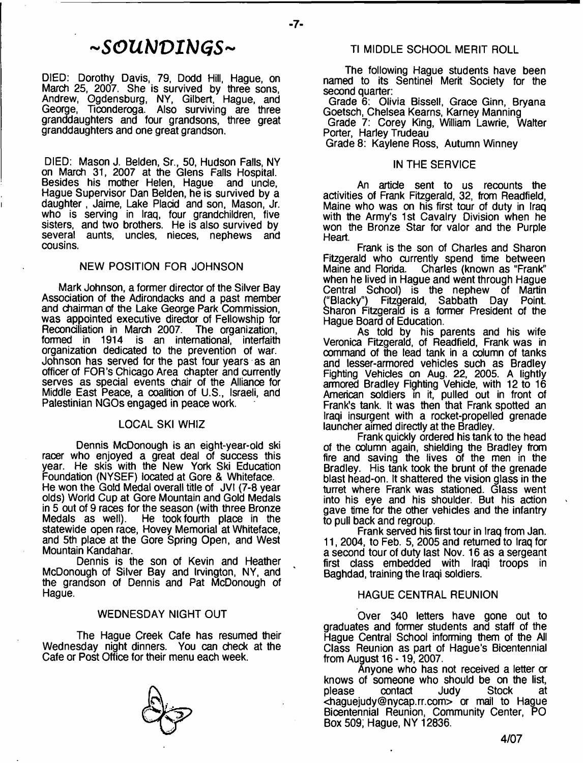# ~SOUNDINGS~

DIED: Dorothy Davis, 79, Dodd Hill, Hague, on March 25, 2007. She is survived by three sons, Andrew, Ogdensburg, NY, Gilbert, Hague, and George, Ticonderoga. Also surviving are three granddaughters and four grandsons, three great granddaughters and one great grandson.

DIED: Mason J. Belden, Sr., 50, Hudson Falls, NY on March 31, 2007 at the Glens Falls Hospital. Besides his mother Helen, Hague and uncle, Hague Supervisor Dan Belden, he is survived by a daughter , Jaime, Lake Placid and son, Mason, Jr. who is serving in Iraq, four grandchildren, five sisters, and two brothers. He is also survived by several aunts, uncles, nieces, nephews and cousins.

## NEW POSITION FOR JOHNSON

Mark Johnson, a former director of the Silver Bay Association of the Adirondacks and a past member and chairman of the Lake George Park Commission, was appointed executive director of Fellowship for Reconciliation in March 2007. The organization, formed in 1914 is an international, interfaith organization dedicated to the prevention of war. Johnson has served for the past four years as an officer of FOR's Chicago Area chapter and currently serves as special events chair of the Alliance for Middle East Peace, a coalition of U.S., Israeli, and Palestinian NGOs engaged in peace work.

## LOCAL SKI WHIZ

Dennis McDonough is an eight-year-old ski racer who enjoyed a great deal of success this year. He skis with the New York Ski Education Foundation (NYSEF) located at Gore & Whiteface. He won the Gold Medal overall title of JVI (7-8 year olds) World Cup at Gore Mountain and Gold Medals in 5 out of 9 races for the season (with three Bronze Medals as well). He took fourth place in the statewide open race, Hovey Memorial at Whiteface, and 5th place at the Gore Spring Open, and West Mountain Kandahar.

Dennis is the son of Kevin and Heather McDonough of Silver Bay and Irvington, NY, and the grandson of Dennis and Pat McDonough of Hague.

## WEDNESDAY NIGHT OUT

The Hague Creek Cafe has resumed their Wednesday night dinners. You can check at the Cafe or Post Office for their menu each week.

## TI MIDDLE SCHOOL MERIT ROLL

The following Hague students have been named to its Sentinel Merit Society for the second quarter:

Grade 6: Olivia Bissell, Grace Ginn, Bryana Goetsch, Chelsea Kearns, Karney Manning
Grade 7: Corey King, William Lawrie, Walter Porter, Harley Trudeau
Grade 8: Kaylene Ross, Autumn Winney

## IN THE SERVICE

An article sent to us recounts the activities of Frank Fitzgerald, 32, from Readfield, Maine who was on his first tour of duty in Iraq with the Army's 1st Cavalry Division when he won the Bronze Star for valor and the Purple Heart.

Frank is the son of Charles and Sharon Fitzgerald who currently spend time between Maine and Florida. Charles (known as "Frank" when he lived in Hague and went through Hague Central School) is the nephew of Martin ("Blacky") Fitzgerald, Sabbath Day Point. Sharon Fitzgerald is a former President of the Hague Board of Education.

As told by his parents and his wife Veronica Fitzgerald, of Readfield, Frank was in command of the lead tank in a column of tanks and lesser-armored vehicles such as Bradley Fighting Vehicles on Aug. 22, 2005. A lightly armored Bradley Fighting Vehicle, with 12 to 16 American soldiers in it, pulled out in front of Frank's tank. It was then that Frank spotted an Iraqi insurgent with a rocket-propelled grenade launcher aimed directly at the Bradley.

Frank quickly ordered his tank to the head of the column again, shielding the Bradley from fire and saving the lives of the men in the Bradley. His tank took the brunt of the grenade blast head-on. It shattered the vision glass in the turret where Frank was stationed. Glass went into his eye and his shoulder. But his action gave time for the other vehicles and the infantry to pull back and regroup.

Frank served his first tour in Iraq from Jan. 11, 2004, to Feb. 5, 2005 and returned to Iraq for a second tour of duty last Nov. 16 as a sergeant first class embedded with Iraqi troops in Baghdad, training the Iraqi soldiers.

## HAGUE CENTRAL REUNION

Over 340 letters have gone out to graduates and former students and staff of the Hague Central School informing them of the All Class Reunion as part of Hague's Bicentennial from August 16 - 19, 2007.

Anyone who has not received a letter or knows of someone who should be on the list, please contact Judy Stock at <haguejudy@nycap.rr.com> or mail to Hague Bicentennial Reunion, Community Center, PO Box 509, Hague, NY 12836.

4/07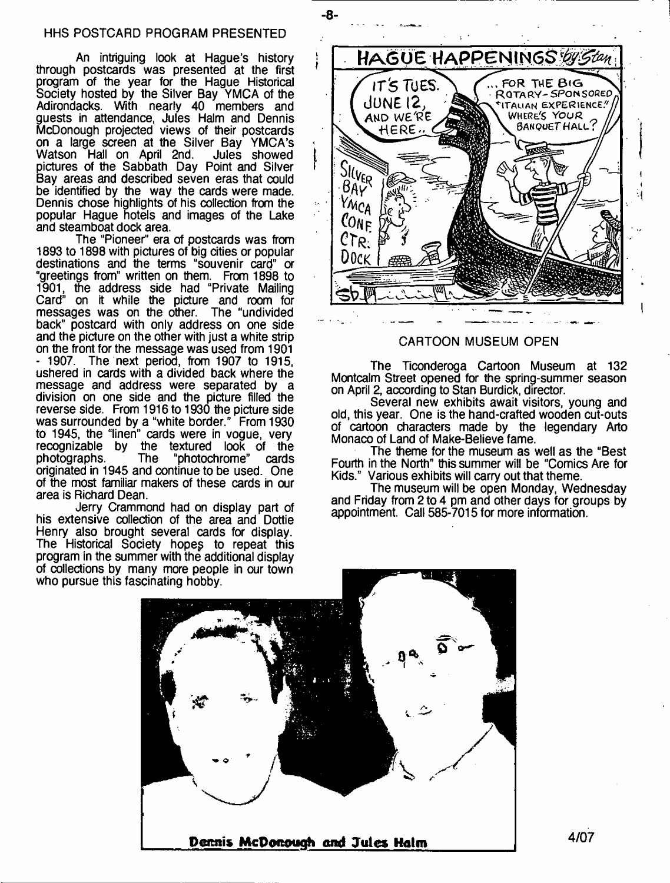## HHS POSTCARD PROGRAM PRESENTED

An intriguing look at Hague's history through postcards was presented at the first program of the year for the Hague Historical Society hosted by the Silver Bay YMCA of the Adirondacks. With nearly 40 members and guests in attendance, Jules Halm and Dennis McDonough projected views of their postcards on a large screen at the Silver Bay YMCA's Watson Hall on April 2nd. Jules showed pictures of the Sabbath Day Point and Silver Bay areas and described seven eras that could be identified by the way the cards were made. Dennis chose highlights of his collection from the popular Hague hotels and images of the Lake and steamboat dock area.

The "Pioneer" era of postcards was from 1893 to 1898 with pictures of big cities or popular destinations and the terms "souvenir card" or "greetings from" written on them. From 1898 to 1901, the address side had "Private Mailing Card" on it while the picture and room for messages was on the other. The "undivided back" postcard with only address on one side and the picture on the other with just a white strip on the front for the message was used from 1901 - 1907. The next period, from 1907 to 1915, ushered in cards with a divided back where the message and address were separated by a division on one side and the picture filled the reverse side. From 1916 to 1930 the picture side was surrounded by a "white border." From 1930 to 1945, the "linen" cards were in vogue, very recognizable by the textured look of the photographs. The "photochrome" cards originated in 1945 and continue to be used. One of the most familiar makers of these cards in our area is Richard Dean.

Jerry Crammond had on display part of his extensive collection of the area and Dottie Henry also brought several cards for display. The Historical Society hopes to repeat this program in the summer with the additional display of collections by many more people in our town who pursue this fascinating hobby.

HAGUE HAPPENINGS by Stan

IT'S TUES. JUNE 12, AND WE'RE HERE..

...FOR THE BIG ROTARY-SPONSORED "ITALIAN EXPERIENCE." WHERE'S YOUR BANQUET HALL?

SILVER BAY YMCA CONF. CTR. DOCK

## CARTOON MUSEUM OPEN

The Ticonderoga Cartoon Museum at 132 Montcalm Street opened for the spring-summer season on April 2, according to Stan Burdick, director.

Several new exhibits await visitors, young and old, this year. One is the hand-crafted wooden cut-outs of cartoon characters made by the legendary Arto Monaco of Land of Make-Believe fame.

The theme for the museum as well as the "Best Fourth in the North" this summer will be "Comics Are for Kids." Various exhibits will carry out that theme.

The museum will be open Monday, Wednesday and Friday from 2 to 4 pm and other days for groups by appointment. Call 585-7015 for more information.

Dennis McDonough and Jules Halm

4/07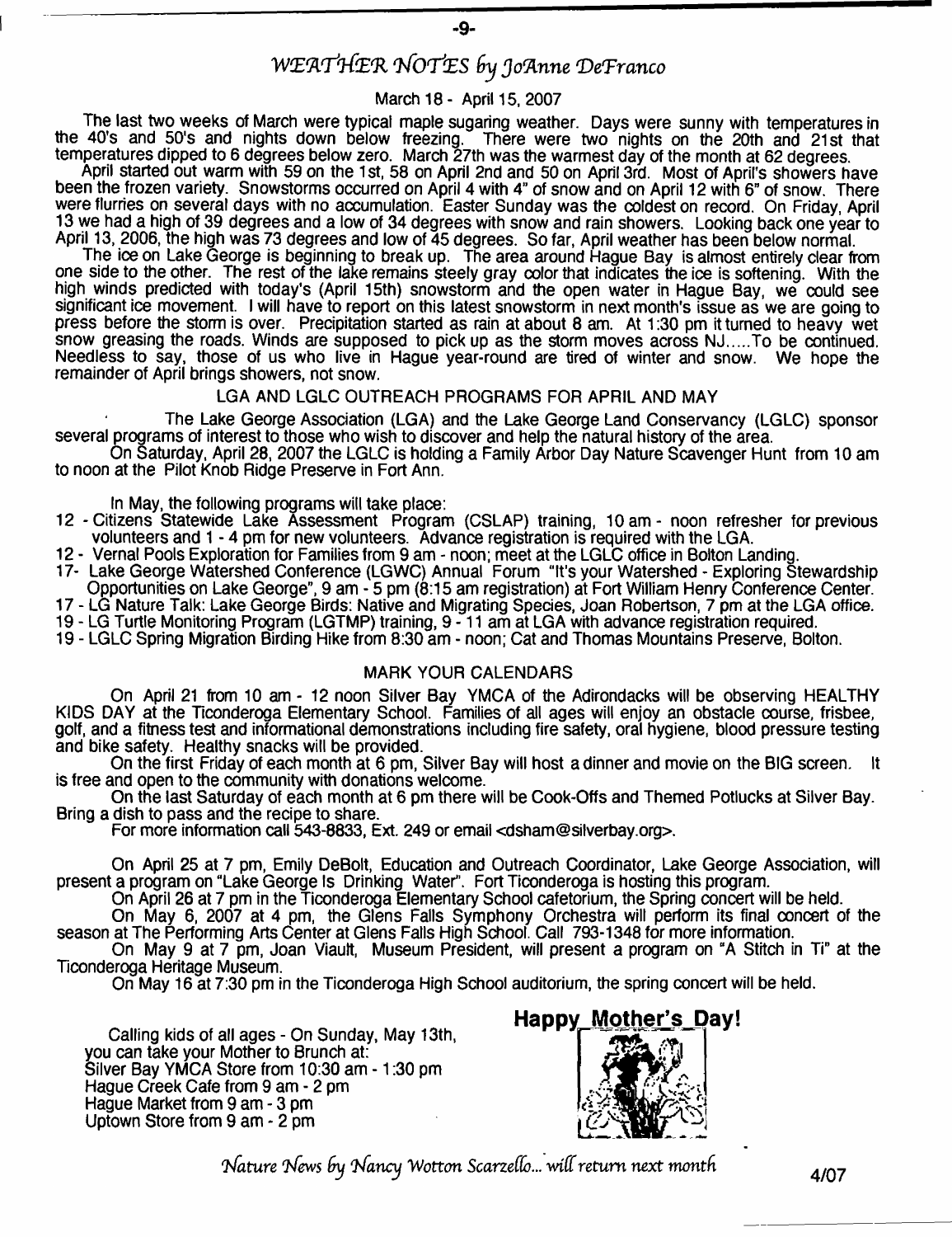## *WEATHER NOTES by JoAnne DeFranco*

March 18 - April 15, 2007

The last two weeks of March were typical maple sugaring weather. Days were sunny with temperatures in the 40's and 50's and nights down below freezing. There were two nights on the 20th and 21st that temperatures dipped to 6 degrees below zero. March 27th was the warmest day of the month at 62 degrees.

April started out warm with 59 on the 1st, 58 on April 2nd and 50 on April 3rd. Most of April's showers have been the frozen variety. Snowstorms occurred on April 4 with 4" of snow and on April 12 with 6" of snow. There were flurries on several days with no accumulation. Easter Sunday was the coldest on record. On Friday, April 13 we had a high of 39 degrees and a low of 34 degrees with snow and rain showers. Looking back one year to April 13, 2006, the high was 73 degrees and low of 45 degrees. So far, April weather has been below normal.

The ice on Lake George is beginning to break up. The area around Hague Bay is almost entirely clear from one side to the other. The rest of the lake remains steely gray color that indicates the ice is softening. With the high winds predicted with today's (April 15th) snowstorm and the open water in Hague Bay, we could see significant ice movement. I will have to report on this latest snowstorm in next month's issue as we are going to press before the storm is over. Precipitation started as rain at about 8 am. At 1:30 pm it turned to heavy wet snow greasing the roads. Winds are supposed to pick up as the storm moves across NJ.....To be continued. Needless to say, those of us who live in Hague year-round are tired of winter and snow. We hope the remainder of April brings showers, not snow.

### LGA AND LGLC OUTREACH PROGRAMS FOR APRIL AND MAY

The Lake George Association (LGA) and the Lake George Land Conservancy (LGLC) sponsor several programs of interest to those who wish to discover and help the natural history of the area.

On Saturday, April 28, 2007 the LGLC is holding a Family Arbor Day Nature Scavenger Hunt from 10 am to noon at the Pilot Knob Ridge Preserve in Fort Ann.

In May, the following programs will take place:

- 12 - Citizens Statewide Lake Assessment Program (CSLAP) training, 10 am - noon refresher for previous volunteers and 1 - 4 pm for new volunteers. Advance registration is required with the LGA.
- 12 - Vernal Pools Exploration for Families from 9 am - noon; meet at the LGLC office in Bolton Landing.
- 17- Lake George Watershed Conference (LGWC) Annual Forum "It's your Watershed - Exploring Stewardship Opportunities on Lake George", 9 am - 5 pm (8:15 am registration) at Fort William Henry Conference Center.
- 17 - LG Nature Talk: Lake George Birds: Native and Migrating Species, Joan Robertson, 7 pm at the LGA office.
- 19 - LG Turtle Monitoring Program (LGTMP) training, 9 - 11 am at LGA with advance registration required.
- 19 - LGLC Spring Migration Birding Hike from 8:30 am - noon; Cat and Thomas Mountains Preserve, Bolton.

### MARK YOUR CALENDARS

On April 21 from 10 am - 12 noon Silver Bay YMCA of the Adirondacks will be observing HEALTHY KIDS DAY at the Ticonderoga Elementary School. Families of all ages will enjoy an obstacle course, frisbee, golf, and a fitness test and informational demonstrations including fire safety, oral hygiene, blood pressure testing and bike safety. Healthy snacks will be provided.

On the first Friday of each month at 6 pm, Silver Bay will host a dinner and movie on the BIG screen. It is free and open to the community with donations welcome.

On the last Saturday of each month at 6 pm there will be Cook-Offs and Themed Potlucks at Silver Bay. Bring a dish to pass and the recipe to share.

For more information call 543-8833, Ext. 249 or email <dsham@silverbay.org>.

On April 25 at 7 pm, Emily DeBolt, Education and Outreach Coordinator, Lake George Association, will present a program on "Lake George Is Drinking Water". Fort Ticonderoga is hosting this program.

On April 26 at 7 pm in the Ticonderoga Elementary School cafetorium, the Spring concert will be held.

On May 6, 2007 at 4 pm, the Glens Falls Symphony Orchestra will perform its final concert of the season at The Performing Arts Center at Glens Falls High School. Call 793-1348 for more information.

On May 9 at 7 pm, Joan Viault, Museum President, will present a program on "A Stitch in Ti" at the Ticonderoga Heritage Museum.

On May 16 at 7:30 pm in the Ticonderoga High School auditorium, the spring concert will be held.

**Happy Mother's Day!**

Calling kids of all ages - On Sunday, May 13th, you can take your Mother to Brunch at:
Silver Bay YMCA Store from 10:30 am - 1:30 pm
Hague Creek Cafe from 9 am - 2 pm
Hague Market from 9 am - 3 pm
Uptown Store from 9 am - 2 pm

*Nature News by Nancy Wotton Scarzello... will return next month*

4/07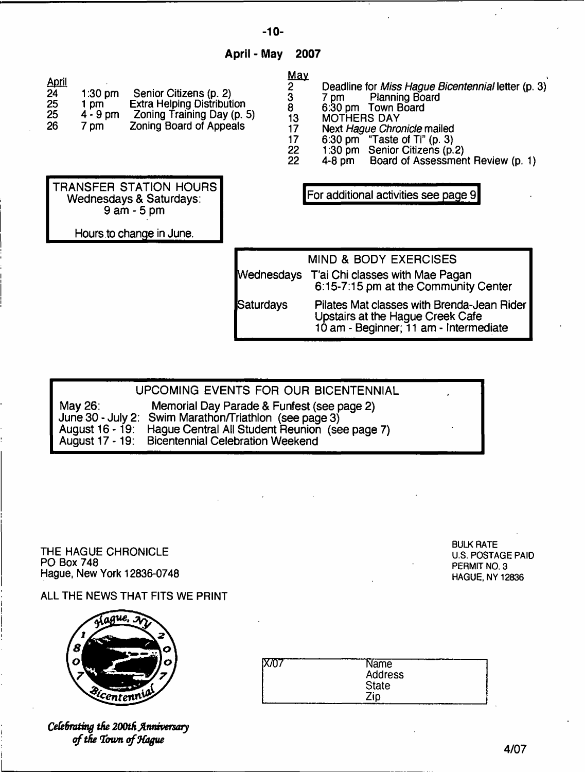## April - May 2007

| April | | |
|---|---|---|
| 24 | 1:30 pm | Senior Citizens (p. 2) |
| 25 | 1 pm | Extra Helping Distribution |
| 25 | 4 - 9 pm | Zoning Training Day (p. 5) |
| 26 | 7 pm | Zoning Board of Appeals |

| May | | |
|---|---|---|
| 2 | | Deadline for *Miss Hague Bicentennial* letter (p. 3) |
| 3 | 7 pm | Planning Board |
| 8 | 6:30 pm | Town Board |
| 13 | | MOTHERS DAY |
| 17 | | Next *Hague Chronicle* mailed |
| 17 | 6:30 pm | "Taste of Ti" (p. 3) |
| 22 | 1:30 pm | Senior Citizens (p.2) |
| 22 | 4-8 pm | Board of Assessment Review (p. 1) |

**TRANSFER STATION HOURS**
Wednesdays & Saturdays:
9 am - 5 pm

Hours to change in June.

For additional activities see page 9

**MIND & BODY EXERCISES**

| | |
|---|---|
| Wednesdays | T'ai Chi classes with Mae Pagan 6:15-7:15 pm at the Community Center |
| Saturdays | Pilates Mat classes with Brenda-Jean Rider Upstairs at the Hague Creek Cafe 10 am - Beginner; 11 am - Intermediate |

**UPCOMING EVENTS FOR OUR BICENTENNIAL**

| | |
|---|---|
| May 26: | Memorial Day Parade & Funfest (see page 2) |
| June 30 - July 2: | Swim Marathon/Triathlon (see page 3) |
| August 16 - 19: | Hague Central All Student Reunion (see page 7) |
| August 17 - 19: | Bicentennial Celebration Weekend |

THE HAGUE CHRONICLE
PO Box 748
Hague, New York 12836-0748

ALL THE NEWS THAT FITS WE PRINT

BULK RATE
U.S. POSTAGE PAID
PERMIT NO. 3
HAGUE, NY 12836

Hague, NY 1807 2007 Bicentennial

*Celebrating the 200th Anniversary of the Town of Hague*

X/07
Name
Address
State
Zip

4/07